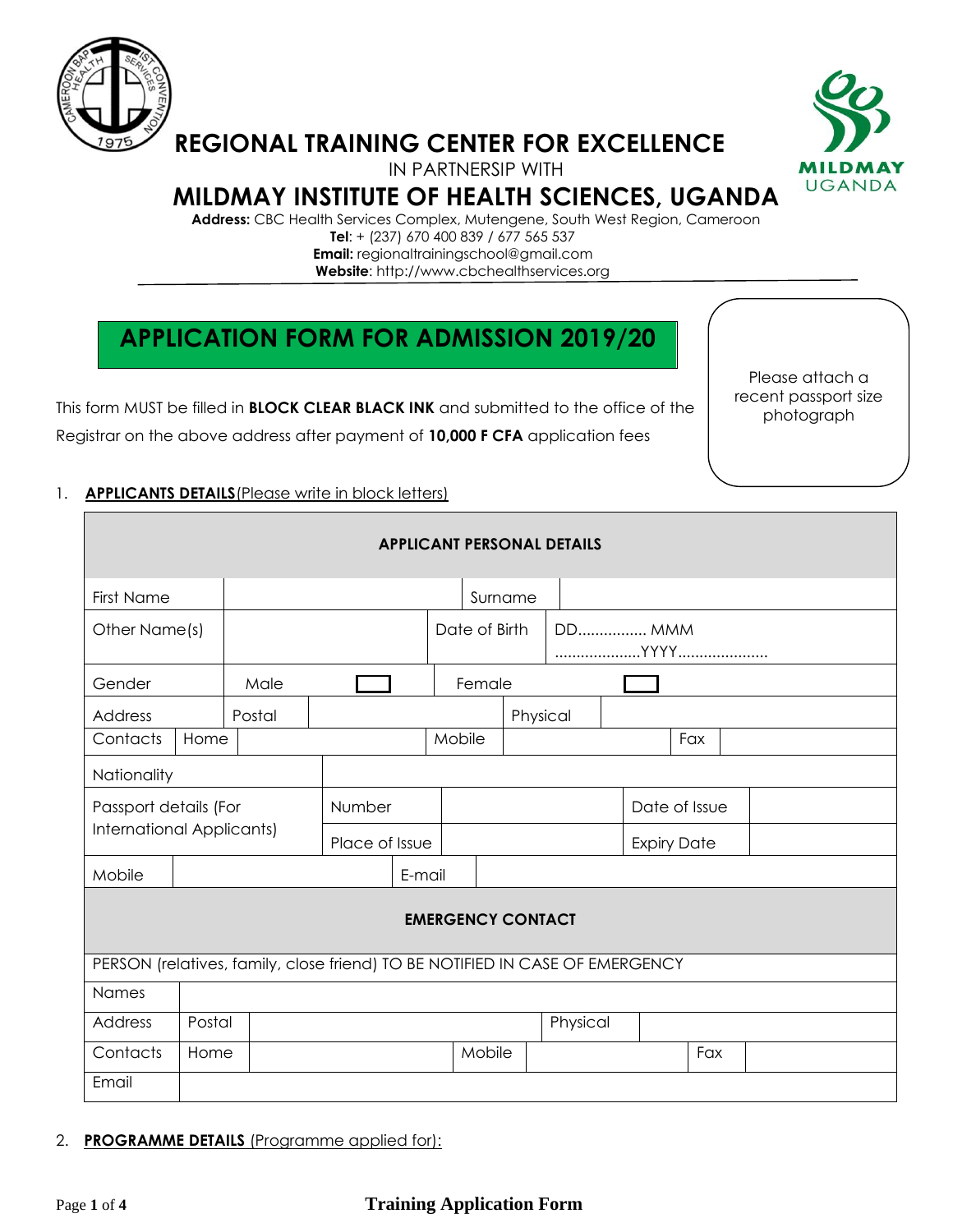# REGIONAL TRAINING CENTER FOR EXCELLENCE

IN PARTNERSIP WITH

# MILDMAY INSTITUTE OF HEALTH SCIENCES, UGANDA

**Address:** CBC Health Services Complex, Mutengene, South West Region, Cameroon
**Tel**: + (237) 670 400 839 / 677 565 537
**Email:** regionaltrainingschool@gmail.com
**Website**: http://www.cbchealthservices.org

## APPLICATION FORM FOR ADMISSION 2019/20

Please attach a recent passport size photograph

This form MUST be filled in **BLOCK CLEAR BLACK INK** and submitted to the office of the Registrar on the above address after payment of **10,000 F CFA** application fees

1. **APPLICANTS DETAILS** (Please write in block letters)

| **APPLICANT PERSONAL DETAILS** | | | | | | |
|---|---|---|---|---|---|---|
| First Name | | Surname | | | | |
| Other Name(s) | | Date of Birth | DD................ MMM ....................YYYY..................... | | | |
| Gender | Male | ☐ | Female | ☐ | | |
| Address | Postal | | Physical | | | |
| Contacts | Home | | Mobile | | Fax | |
| Nationality | | | | | | |
| Passport details (For International Applicants) | Number | | Date of Issue | | | |
| | Place of Issue | | Expiry Date | | | |
| Mobile | | E-mail | | | | |
| **EMERGENCY CONTACT** | | | | | | |
| PERSON (relatives, family, close friend) TO BE NOTIFIED IN CASE OF EMERGENCY | | | | | | |
| Names | | | | | | |
| Address | Postal | | Physical | | | |
| Contacts | Home | | Mobile | | Fax | |
| Email | | | | | | |

2. **PROGRAMME DETAILS** (Programme applied for):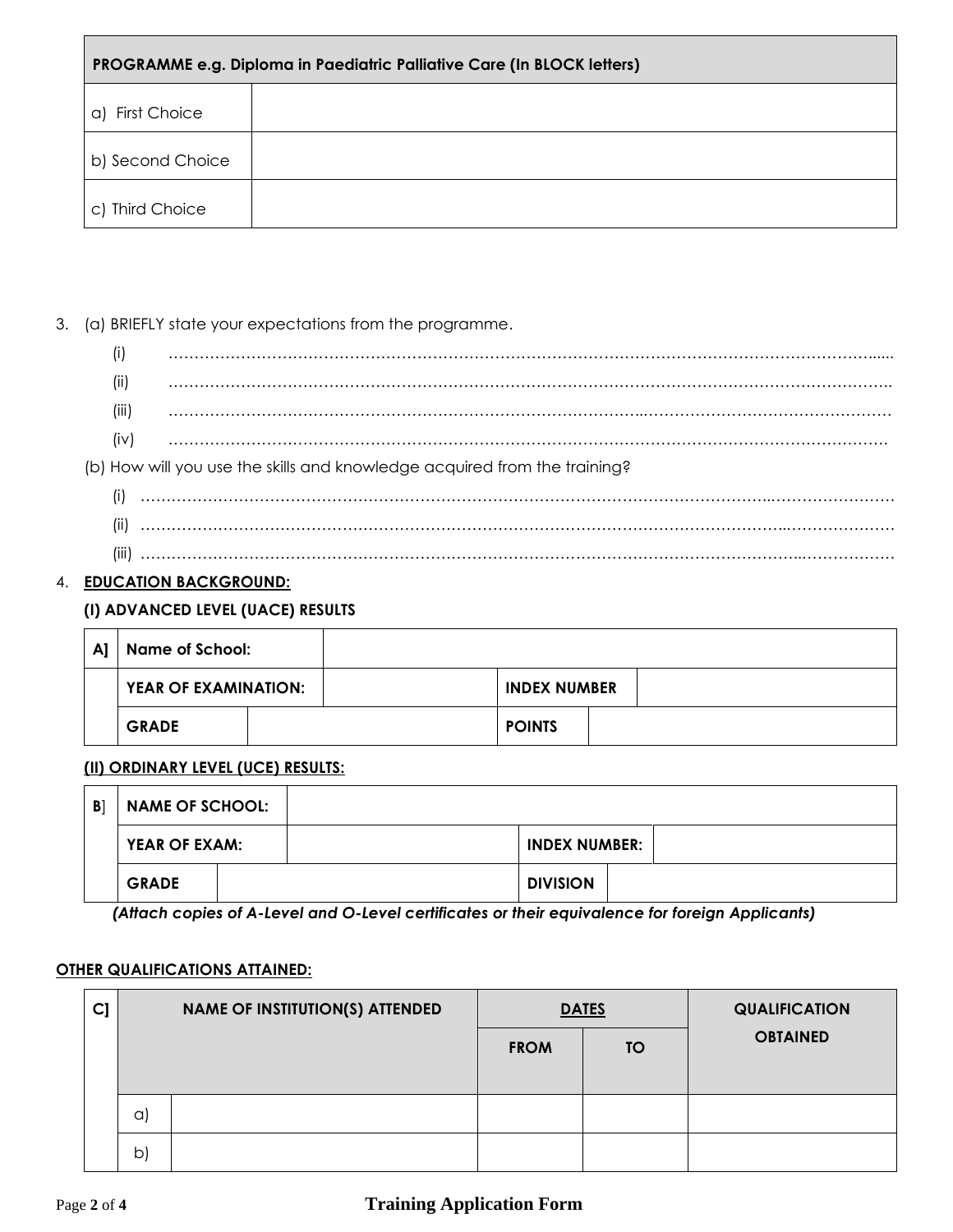| PROGRAMME e.g. Diploma in Paediatric Palliative Care (In BLOCK letters) | |
|---|---|
| a) First Choice | |
| b) Second Choice | |
| c) Third Choice | |

3. (a) BRIEFLY state your expectations from the programme.

   (i) …………………………………………………………………………………………………………………………......

   (ii) ……………………………………………………………………………………………………………………………..

   (iii) ……………………………………………………………………………………………………………………………

   (iv) ……………………………………………………………………………………………………………………………

   (b) How will you use the skills and knowledge acquired from the training?

   (i) ……………………………………………………………………………………………………………………………

   (ii) ……………………………………………………………………………………………………………………………

   (iii) ……………………………………………………………………………………………………………………………

4. **EDUCATION BACKGROUND:**

**(I) ADVANCED LEVEL (UACE) RESULTS**

| A] | Name of School: | | | |
|---|---|---|---|---|
| | YEAR OF EXAMINATION: | | INDEX NUMBER | |
| | GRADE | | POINTS | |

**(II) ORDINARY LEVEL (UCE) RESULTS:**

| B] | NAME OF SCHOOL: | | | |
|---|---|---|---|---|
| | YEAR OF EXAM: | | INDEX NUMBER: | |
| | GRADE | | DIVISION | |

***(Attach copies of A-Level and O-Level certificates or their equivalence for foreign Applicants)***

**OTHER QUALIFICATIONS ATTAINED:**

| C] | NAME OF INSTITUTION(S) ATTENDED | | DATES | | QUALIFICATION OBTAINED |
|---|---|---|---|---|---|
| | | | FROM | TO | |
| | a) | | | | |
| | b) | | | | |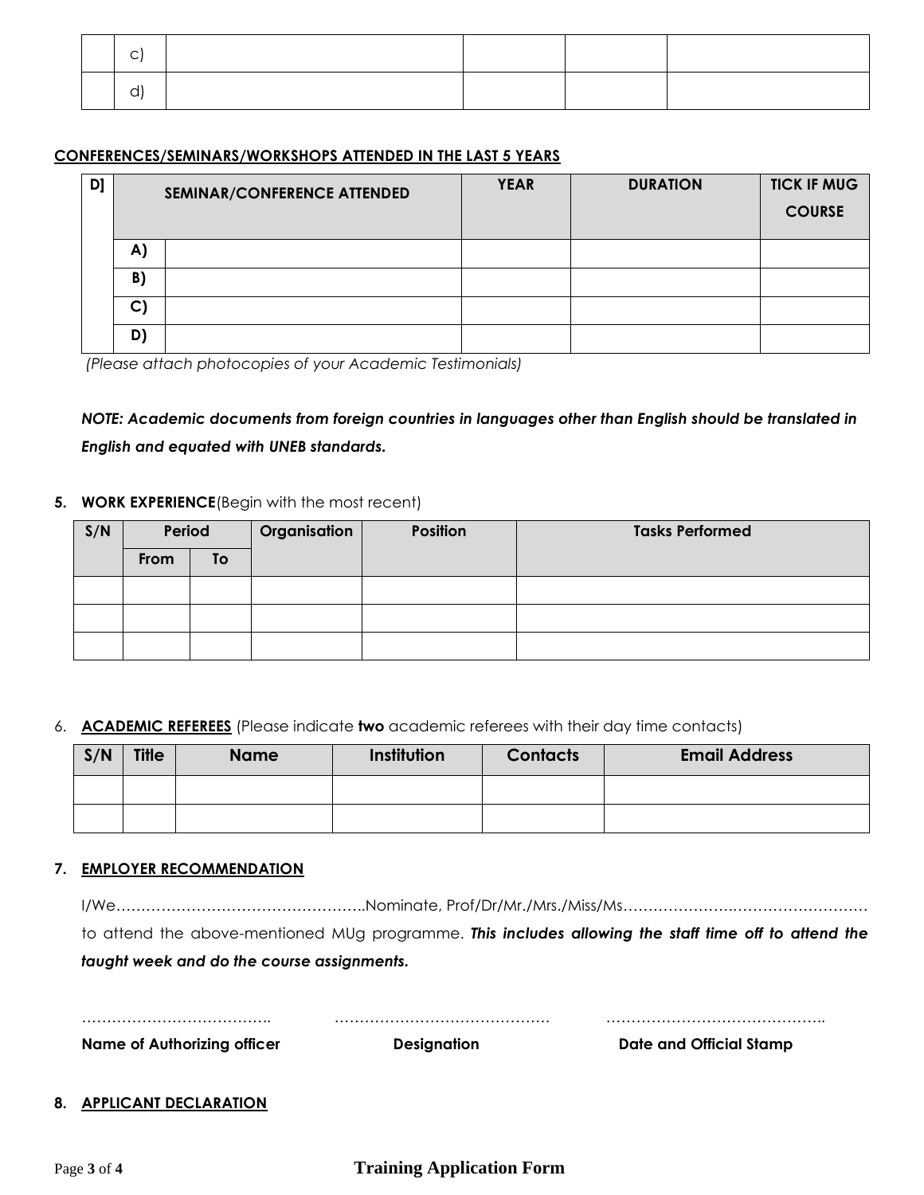| | c) | | | | |
|---|---|---|---|---|---|
| | d) | | | | |

**CONFERENCES/SEMINARS/WORKSHOPS ATTENDED IN THE LAST 5 YEARS**

| D] | SEMINAR/CONFERENCE ATTENDED | | YEAR | DURATION | TICK IF MUG COURSE |
|---|---|---|---|---|---|
| | A) | | | | |
| | B) | | | | |
| | C) | | | | |
| | D) | | | | |

*(Please attach photocopies of your Academic Testimonials)*

***NOTE: Academic documents from foreign countries in languages other than English should be translated in English and equated with UNEB standards.***

5. **WORK EXPERIENCE**(Begin with the most recent)

| S/N | Period | | Organisation | Position | Tasks Performed |
|---|---|---|---|---|---|
| | From | To | | | |
| | | | | | |
| | | | | | |
| | | | | | |

6. **ACADEMIC REFEREES** (Please indicate **two** academic referees with their day time contacts)

| S/N | Title | Name | Institution | Contacts | Email Address |
|---|---|---|---|---|---|
| | | | | | |
| | | | | | |

7. **EMPLOYER RECOMMENDATION**

I/We…………………………………………..Nominate, Prof/Dr/Mr./Mrs./Miss/Ms………………….……………………… to attend the above-mentioned MUg programme. ***This includes allowing the staff time off to attend the taught week and do the course assignments.***

……………………………….. …………………………………… ……………………………………..

**Name of Authorizing officer** **Designation** **Date and Official Stamp**

8. **APPLICANT DECLARATION**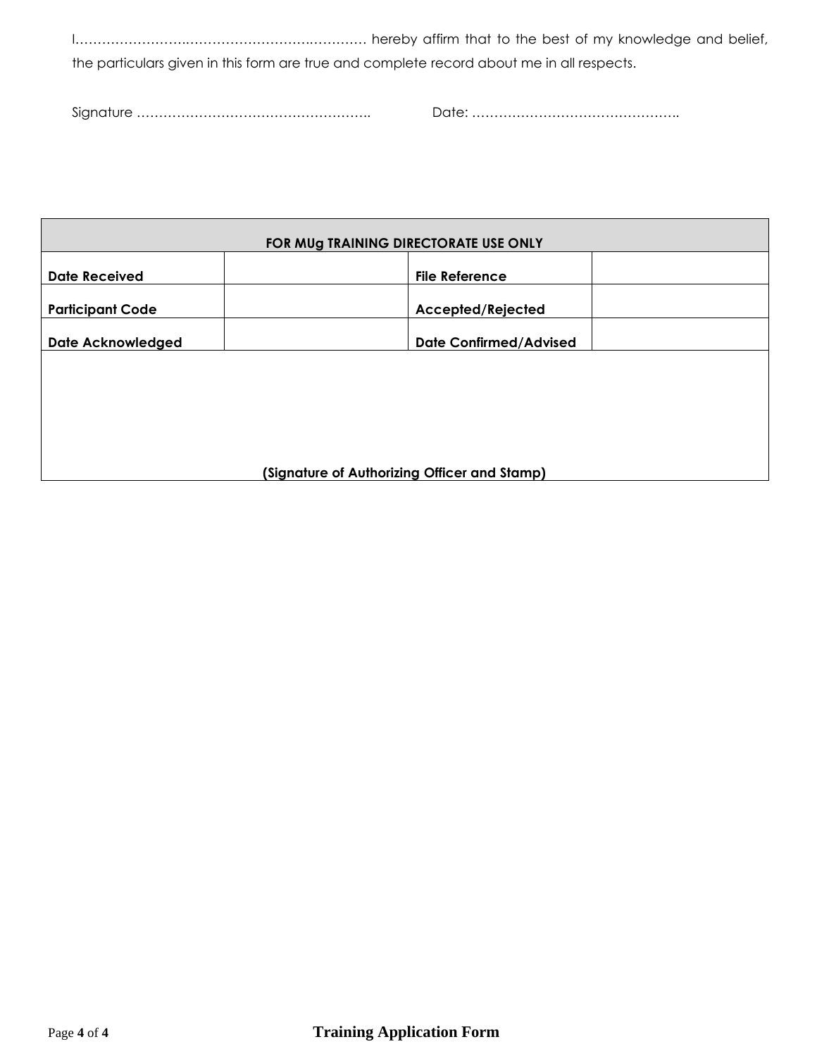I……………………..…………………….…………. hereby affirm that to the best of my knowledge and belief, the particulars given in this form are true and complete record about me in all respects.

Signature …………………………………………….. Date: ………………………………………..

| FOR MUg TRAINING DIRECTORATE USE ONLY | | | |
|---|---|---|---|
| **Date Received** | | **File Reference** | |
| **Participant Code** | | **Accepted/Rejected** | |
| **Date Acknowledged** | | **Date Confirmed/Advised** | |
| **(Signature of Authorizing Officer and Stamp)** | | | |